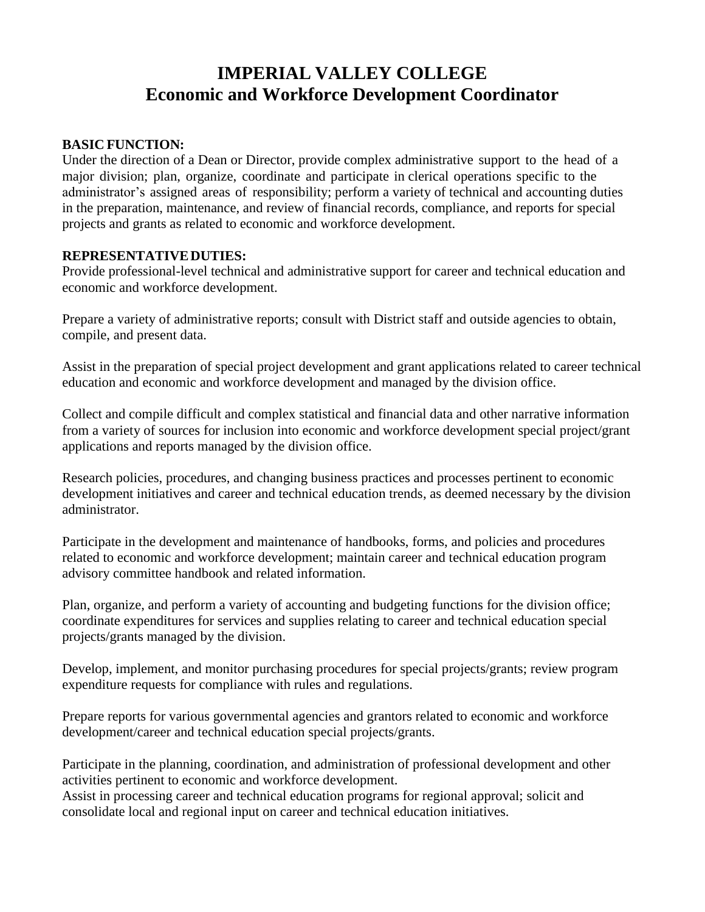# IMPERIAL VALLEY COLLEGE
## Economic and Workforce Development Coordinator

**BASIC FUNCTION:**

Under the direction of a Dean or Director, provide complex administrative support to the head of a major division; plan, organize, coordinate and participate in clerical operations specific to the administrator's assigned areas of responsibility; perform a variety of technical and accounting duties in the preparation, maintenance, and review of financial records, compliance, and reports for special projects and grants as related to economic and workforce development.

**REPRESENTATIVE DUTIES:**

Provide professional-level technical and administrative support for career and technical education and economic and workforce development.

Prepare a variety of administrative reports; consult with District staff and outside agencies to obtain, compile, and present data.

Assist in the preparation of special project development and grant applications related to career technical education and economic and workforce development and managed by the division office.

Collect and compile difficult and complex statistical and financial data and other narrative information from a variety of sources for inclusion into economic and workforce development special project/grant applications and reports managed by the division office.

Research policies, procedures, and changing business practices and processes pertinent to economic development initiatives and career and technical education trends, as deemed necessary by the division administrator.

Participate in the development and maintenance of handbooks, forms, and policies and procedures related to economic and workforce development; maintain career and technical education program advisory committee handbook and related information.

Plan, organize, and perform a variety of accounting and budgeting functions for the division office; coordinate expenditures for services and supplies relating to career and technical education special projects/grants managed by the division.

Develop, implement, and monitor purchasing procedures for special projects/grants; review program expenditure requests for compliance with rules and regulations.

Prepare reports for various governmental agencies and grantors related to economic and workforce development/career and technical education special projects/grants.

Participate in the planning, coordination, and administration of professional development and other activities pertinent to economic and workforce development.

Assist in processing career and technical education programs for regional approval; solicit and consolidate local and regional input on career and technical education initiatives.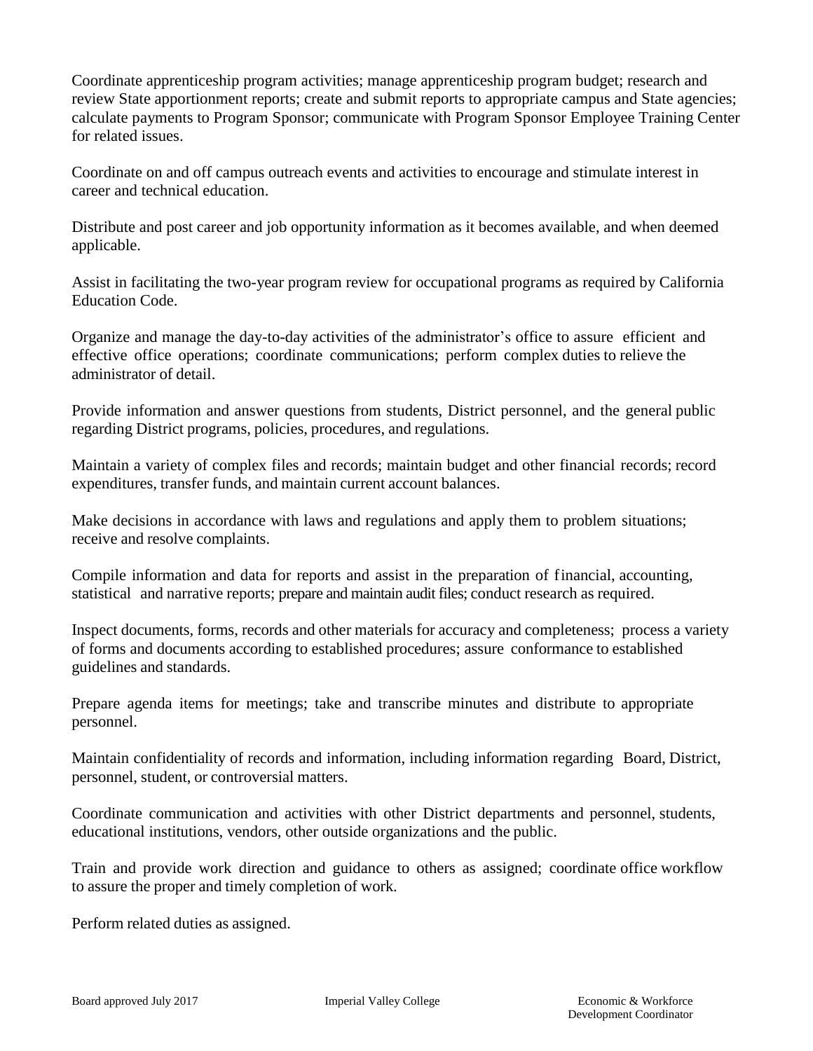Coordinate apprenticeship program activities; manage apprenticeship program budget; research and review State apportionment reports; create and submit reports to appropriate campus and State agencies; calculate payments to Program Sponsor; communicate with Program Sponsor Employee Training Center for related issues.

Coordinate on and off campus outreach events and activities to encourage and stimulate interest in career and technical education.

Distribute and post career and job opportunity information as it becomes available, and when deemed applicable.

Assist in facilitating the two-year program review for occupational programs as required by California Education Code.

Organize and manage the day-to-day activities of the administrator's office to assure efficient and effective office operations; coordinate communications; perform complex duties to relieve the administrator of detail.

Provide information and answer questions from students, District personnel, and the general public regarding District programs, policies, procedures, and regulations.

Maintain a variety of complex files and records; maintain budget and other financial records; record expenditures, transfer funds, and maintain current account balances.

Make decisions in accordance with laws and regulations and apply them to problem situations; receive and resolve complaints.

Compile information and data for reports and assist in the preparation of financial, accounting, statistical and narrative reports; prepare and maintain audit files; conduct research as required.

Inspect documents, forms, records and other materials for accuracy and completeness; process a variety of forms and documents according to established procedures; assure conformance to established guidelines and standards.

Prepare agenda items for meetings; take and transcribe minutes and distribute to appropriate personnel.

Maintain confidentiality of records and information, including information regarding Board, District, personnel, student, or controversial matters.

Coordinate communication and activities with other District departments and personnel, students, educational institutions, vendors, other outside organizations and the public.

Train and provide work direction and guidance to others as assigned; coordinate office workflow to assure the proper and timely completion of work.

Perform related duties as assigned.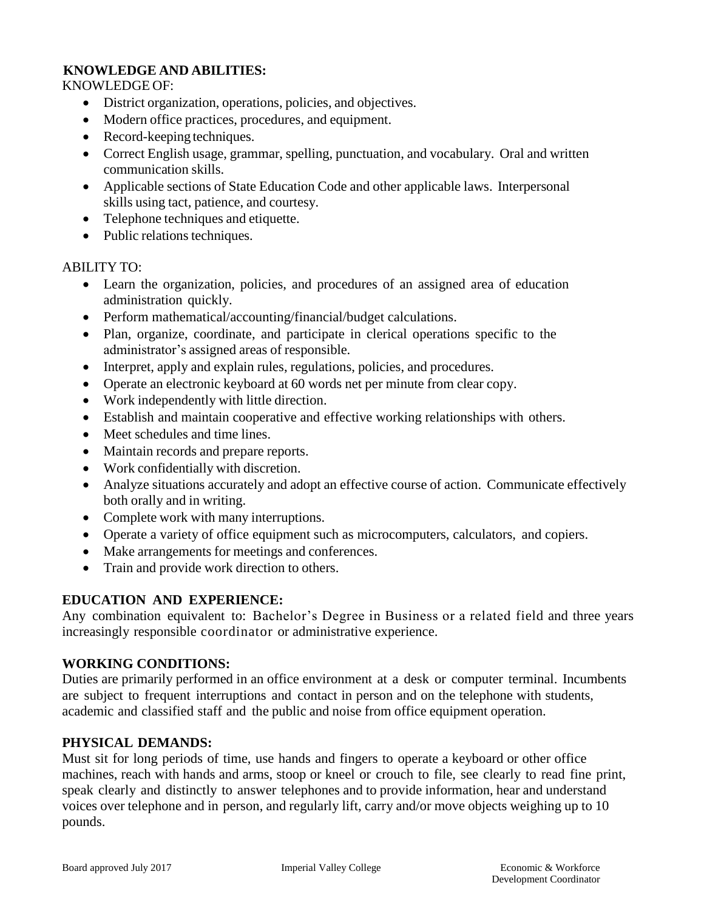**KNOWLEDGE AND ABILITIES:**

KNOWLEDGE OF:

- District organization, operations, policies, and objectives.
- Modern office practices, procedures, and equipment.
- Record-keeping techniques.
- Correct English usage, grammar, spelling, punctuation, and vocabulary. Oral and written communication skills.
- Applicable sections of State Education Code and other applicable laws. Interpersonal skills using tact, patience, and courtesy.
- Telephone techniques and etiquette.
- Public relations techniques.

ABILITY TO:

- Learn the organization, policies, and procedures of an assigned area of education administration quickly.
- Perform mathematical/accounting/financial/budget calculations.
- Plan, organize, coordinate, and participate in clerical operations specific to the administrator's assigned areas of responsible.
- Interpret, apply and explain rules, regulations, policies, and procedures.
- Operate an electronic keyboard at 60 words net per minute from clear copy.
- Work independently with little direction.
- Establish and maintain cooperative and effective working relationships with others.
- Meet schedules and time lines.
- Maintain records and prepare reports.
- Work confidentially with discretion.
- Analyze situations accurately and adopt an effective course of action. Communicate effectively both orally and in writing.
- Complete work with many interruptions.
- Operate a variety of office equipment such as microcomputers, calculators, and copiers.
- Make arrangements for meetings and conferences.
- Train and provide work direction to others.

**EDUCATION AND EXPERIENCE:**

Any combination equivalent to: Bachelor's Degree in Business or a related field and three years increasingly responsible coordinator or administrative experience.

**WORKING CONDITIONS:**

Duties are primarily performed in an office environment at a desk or computer terminal. Incumbents are subject to frequent interruptions and contact in person and on the telephone with students, academic and classified staff and the public and noise from office equipment operation.

**PHYSICAL DEMANDS:**

Must sit for long periods of time, use hands and fingers to operate a keyboard or other office machines, reach with hands and arms, stoop or kneel or crouch to file, see clearly to read fine print, speak clearly and distinctly to answer telephones and to provide information, hear and understand voices over telephone and in person, and regularly lift, carry and/or move objects weighing up to 10 pounds.